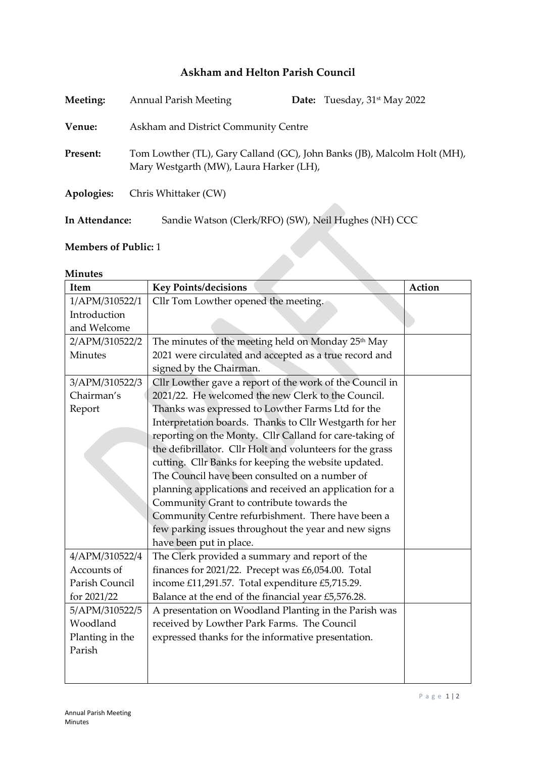# Askham and Helton Parish Council

**Meeting:** Annual Parish Meeting **Date:** Tuesday, 31st May 2022

**Venue:** Askham and District Community Centre

**Present:** Tom Lowther (TL), Gary Calland (GC), John Banks (JB), Malcolm Holt (MH), Mary Westgarth (MW), Laura Harker (LH),

**Apologies:** Chris Whittaker (CW)

**In Attendance:** Sandie Watson (Clerk/RFO) (SW), Neil Hughes (NH) CCC

**Members of Public:** 1

**Minutes**

| Item | Key Points/decisions | Action |
|---|---|---|
| 1/APM/310522/1 Introduction and Welcome | Cllr Tom Lowther opened the meeting. | |
| 2/APM/310522/2 Minutes | The minutes of the meeting held on Monday 25th May 2021 were circulated and accepted as a true record and signed by the Chairman. | |
| 3/APM/310522/3 Chairman's Report | Cllr Lowther gave a report of the work of the Council in 2021/22. He welcomed the new Clerk to the Council. Thanks was expressed to Lowther Farms Ltd for the Interpretation boards. Thanks to Cllr Westgarth for her reporting on the Monty. Cllr Calland for care-taking of the defibrillator. Cllr Holt and volunteers for the grass cutting. Cllr Banks for keeping the website updated. The Council have been consulted on a number of planning applications and received an application for a Community Grant to contribute towards the Community Centre refurbishment. There have been a few parking issues throughout the year and new signs have been put in place. | |
| 4/APM/310522/4 Accounts of Parish Council for 2021/22 | The Clerk provided a summary and report of the finances for 2021/22. Precept was £6,054.00. Total income £11,291.57. Total expenditure £5,715.29. Balance at the end of the financial year £5,576.28. | |
| 5/APM/310522/5 Woodland Planting in the Parish | A presentation on Woodland Planting in the Parish was received by Lowther Park Farms. The Council expressed thanks for the informative presentation. | |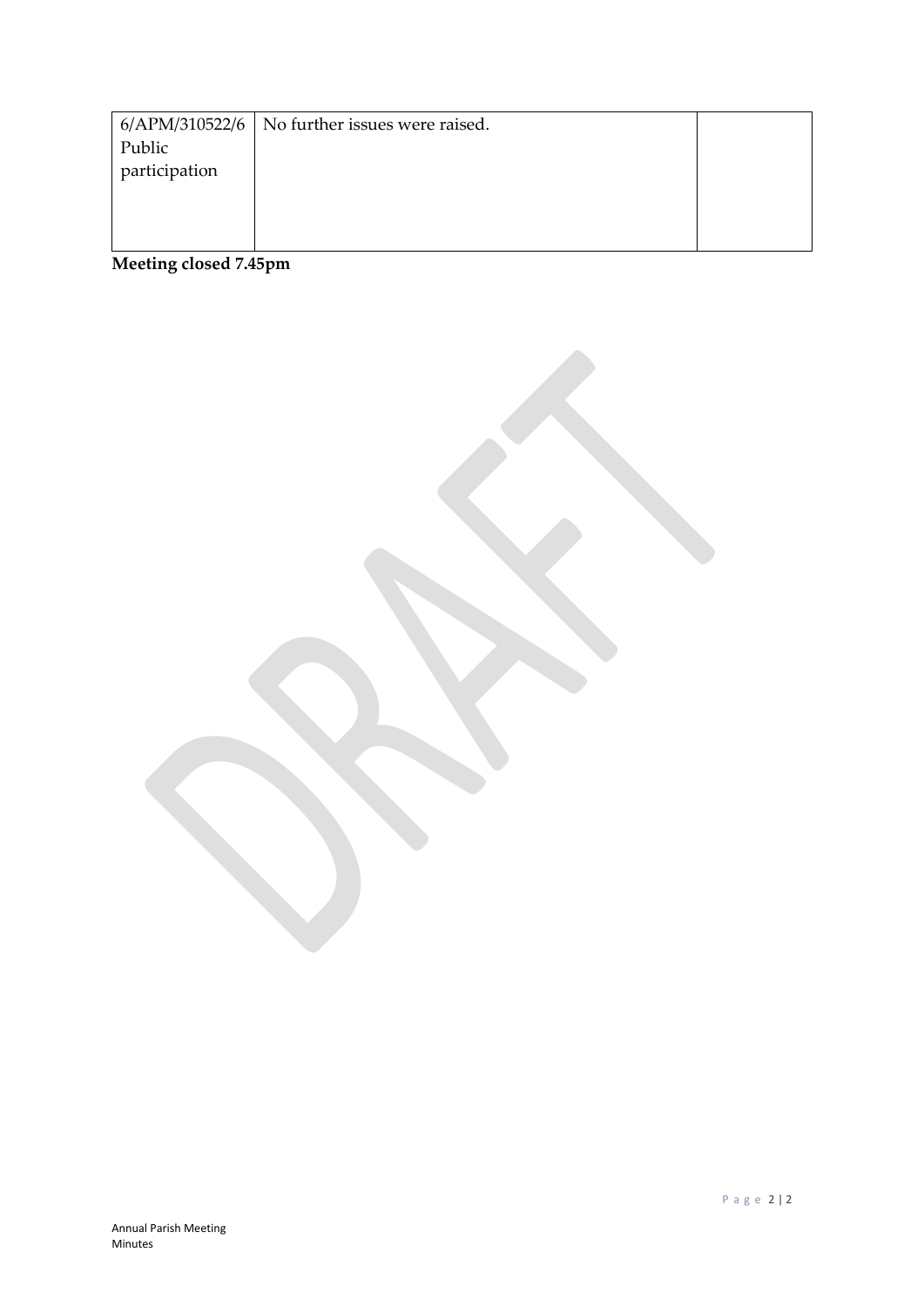| | | |
|---|---|---|
| 6/APM/310522/6 Public participation | No further issues were raised. | |

**Meeting closed 7.45pm**

DRAFT